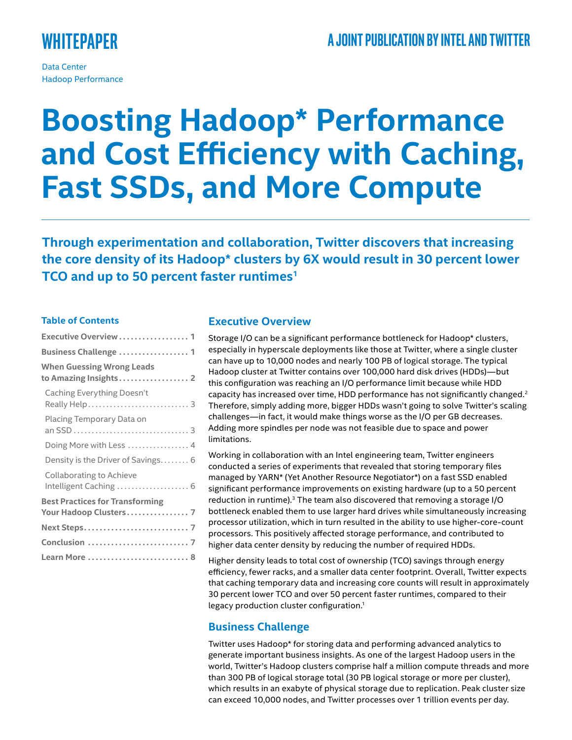WHITEPAPER

A JOINT PUBLICATION BY INTEL AND TWITTER

Data Center
Hadoop Performance

# Boosting Hadoop* Performance and Cost Efficiency with Caching, Fast SSDs, and More Compute

**Through experimentation and collaboration, Twitter discovers that increasing the core density of its Hadoop* clusters by 6X would result in 30 percent lower TCO and up to 50 percent faster runtimes[1]**

### Table of Contents

- **Executive Overview** ................... 1
- **Business Challenge** ................... 1
- **When Guessing Wrong Leads to Amazing Insights** ................... 2
  - Caching Everything Doesn't Really Help ................... 3
  - Placing Temporary Data on an SSD ................... 3
  - Doing More with Less ................... 4
  - Density is the Driver of Savings ................... 6
  - Collaborating to Achieve Intelligent Caching ................... 6
- **Best Practices for Transforming Your Hadoop Clusters** ................... 7
- **Next Steps** ................... 7
- **Conclusion** ................... 7
- **Learn More** ................... 8

## Executive Overview

Storage I/O can be a significant performance bottleneck for Hadoop* clusters, especially in hyperscale deployments like those at Twitter, where a single cluster can have up to 10,000 nodes and nearly 100 PB of logical storage. The typical Hadoop cluster at Twitter contains over 100,000 hard disk drives (HDDs)—but this configuration was reaching an I/O performance limit because while HDD capacity has increased over time, HDD performance has not significantly changed.[2] Therefore, simply adding more, bigger HDDs wasn't going to solve Twitter's scaling challenges—in fact, it would make things worse as the I/O per GB decreases. Adding more spindles per node was not feasible due to space and power limitations.

Working in collaboration with an Intel engineering team, Twitter engineers conducted a series of experiments that revealed that storing temporary files managed by YARN* (Yet Another Resource Negotiator*) on a fast SSD enabled significant performance improvements on existing hardware (up to a 50 percent reduction in runtime).[3] The team also discovered that removing a storage I/O bottleneck enabled them to use larger hard drives while simultaneously increasing processor utilization, which in turn resulted in the ability to use higher-core-count processors. This positively affected storage performance, and contributed to higher data center density by reducing the number of required HDDs.

Higher density leads to total cost of ownership (TCO) savings through energy efficiency, fewer racks, and a smaller data center footprint. Overall, Twitter expects that caching temporary data and increasing core counts will result in approximately 30 percent lower TCO and over 50 percent faster runtimes, compared to their legacy production cluster configuration.[1]

## Business Challenge

Twitter uses Hadoop* for storing data and performing advanced analytics to generate important business insights. As one of the largest Hadoop users in the world, Twitter's Hadoop clusters comprise half a million compute threads and more than 300 PB of logical storage total (30 PB logical storage or more per cluster), which results in an exabyte of physical storage due to replication. Peak cluster size can exceed 10,000 nodes, and Twitter processes over 1 trillion events per day.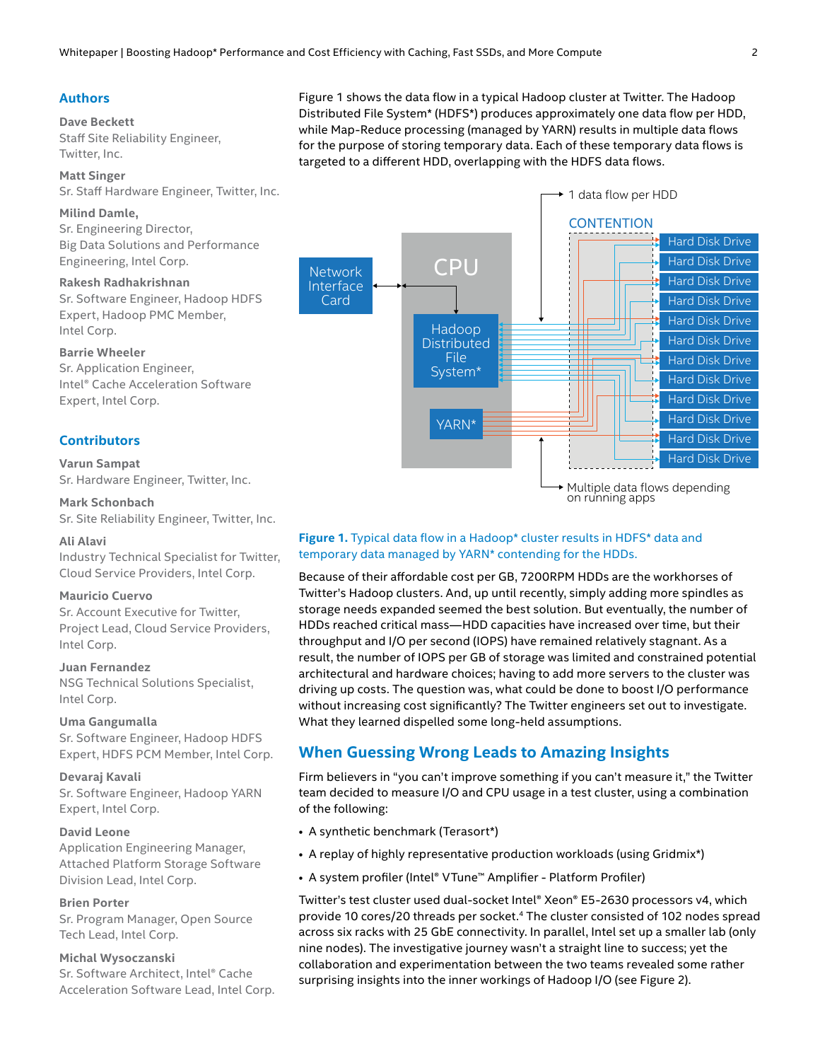## Authors

**Dave Beckett**
Staff Site Reliability Engineer, Twitter, Inc.

**Matt Singer**
Sr. Staff Hardware Engineer, Twitter, Inc.

**Milind Damle,**
Sr. Engineering Director, Big Data Solutions and Performance Engineering, Intel Corp.

**Rakesh Radhakrishnan**
Sr. Software Engineer, Hadoop HDFS Expert, Hadoop PMC Member, Intel Corp.

**Barrie Wheeler**
Sr. Application Engineer, Intel® Cache Acceleration Software Expert, Intel Corp.

## Contributors

**Varun Sampat**
Sr. Hardware Engineer, Twitter, Inc.

**Mark Schonbach**
Sr. Site Reliability Engineer, Twitter, Inc.

**Ali Alavi**
Industry Technical Specialist for Twitter, Cloud Service Providers, Intel Corp.

**Mauricio Cuervo**
Sr. Account Executive for Twitter, Project Lead, Cloud Service Providers, Intel Corp.

**Juan Fernandez**
NSG Technical Solutions Specialist, Intel Corp.

**Uma Gangumalla**
Sr. Software Engineer, Hadoop HDFS Expert, HDFS PCM Member, Intel Corp.

**Devaraj Kavali**
Sr. Software Engineer, Hadoop YARN Expert, Intel Corp.

**David Leone**
Application Engineering Manager, Attached Platform Storage Software Division Lead, Intel Corp.

**Brien Porter**
Sr. Program Manager, Open Source Tech Lead, Intel Corp.

**Michal Wysoczanski**
Sr. Software Architect, Intel® Cache Acceleration Software Lead, Intel Corp.

Figure 1 shows the data flow in a typical Hadoop cluster at Twitter. The Hadoop Distributed File System* (HDFS*) produces approximately one data flow per HDD, while Map-Reduce processing (managed by YARN) results in multiple data flows for the purpose of storing temporary data. Each of these temporary data flows is targeted to a different HDD, overlapping with the HDFS data flows.

**Figure 1.** Typical data flow in a Hadoop* cluster results in HDFS* data and temporary data managed by YARN* contending for the HDDs.

Because of their affordable cost per GB, 7200RPM HDDs are the workhorses of Twitter's Hadoop clusters. And, up until recently, simply adding more spindles as storage needs expanded seemed the best solution. But eventually, the number of HDDs reached critical mass—HDD capacities have increased over time, but their throughput and I/O per second (IOPS) have remained relatively stagnant. As a result, the number of IOPS per GB of storage was limited and constrained potential architectural and hardware choices; having to add more servers to the cluster was driving up costs. The question was, what could be done to boost I/O performance without increasing cost significantly? The Twitter engineers set out to investigate. What they learned dispelled some long-held assumptions.

## When Guessing Wrong Leads to Amazing Insights

Firm believers in "you can't improve something if you can't measure it," the Twitter team decided to measure I/O and CPU usage in a test cluster, using a combination of the following:

- A synthetic benchmark (Terasort*)
- A replay of highly representative production workloads (using Gridmix*)
- A system profiler (Intel® VTune™ Amplifier - Platform Profiler)

Twitter's test cluster used dual-socket Intel® Xeon® E5-2630 processors v4, which provide 10 cores/20 threads per socket.[4] The cluster consisted of 102 nodes spread across six racks with 25 GbE connectivity. In parallel, Intel set up a smaller lab (only nine nodes). The investigative journey wasn't a straight line to success; yet the collaboration and experimentation between the two teams revealed some rather surprising insights into the inner workings of Hadoop I/O (see Figure 2).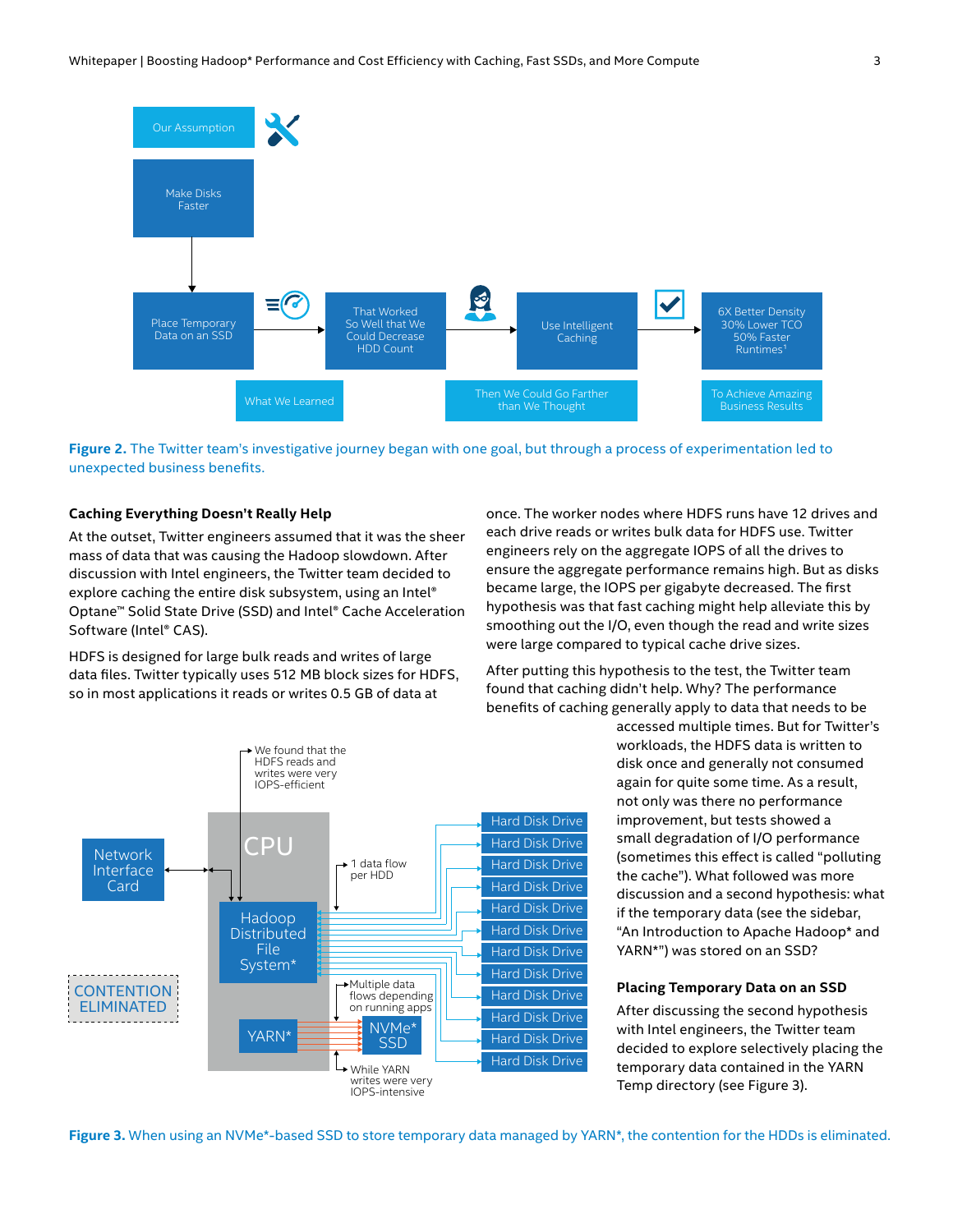Our Assumption

Make Disks Faster

Place Temporary Data on an SSD

That Worked So Well that We Could Decrease HDD Count

Use Intelligent Caching

6X Better Density
30% Lower TCO
50% Faster Runtimes[1]

What We Learned

Then We Could Go Farther than We Thought

To Achieve Amazing Business Results

**Figure 2.** The Twitter team's investigative journey began with one goal, but through a process of experimentation led to unexpected business benefits.

### Caching Everything Doesn't Really Help

At the outset, Twitter engineers assumed that it was the sheer mass of data that was causing the Hadoop slowdown. After discussion with Intel engineers, the Twitter team decided to explore caching the entire disk subsystem, using an Intel® Optane™ Solid State Drive (SSD) and Intel® Cache Acceleration Software (Intel® CAS).

HDFS is designed for large bulk reads and writes of large data files. Twitter typically uses 512 MB block sizes for HDFS, so in most applications it reads or writes 0.5 GB of data at once. The worker nodes where HDFS runs have 12 drives and each drive reads or writes bulk data for HDFS use. Twitter engineers rely on the aggregate IOPS of all the drives to ensure the aggregate performance remains high. But as disks became large, the IOPS per gigabyte decreased. The first hypothesis was that fast caching might help alleviate this by smoothing out the I/O, even though the read and write sizes were large compared to typical cache drive sizes.

After putting this hypothesis to the test, the Twitter team found that caching didn't help. Why? The performance benefits of caching generally apply to data that needs to be accessed multiple times. But for Twitter's workloads, the HDFS data is written to disk once and generally not consumed again for quite some time. As a result, not only was there no performance improvement, but tests showed a small degradation of I/O performance (sometimes this effect is called "polluting the cache"). What followed was more discussion and a second hypothesis: what if the temporary data (see the sidebar, "An Introduction to Apache Hadoop* and YARN*") was stored on an SSD?

### Placing Temporary Data on an SSD

After discussing the second hypothesis with Intel engineers, the Twitter team decided to explore selectively placing the temporary data contained in the YARN Temp directory (see Figure 3).

We found that the HDFS reads and writes were very IOPS-efficient

Network Interface Card

CPU

Hadoop Distributed File System*

1 data flow per HDD

Hard Disk Drive (×12)

CONTENTION ELIMINATED

YARN*

NVMe* SSD

Multiple data flows depending on running apps

While YARN writes were very IOPS-intensive

**Figure 3.** When using an NVMe*-based SSD to store temporary data managed by YARN*, the contention for the HDDs is eliminated.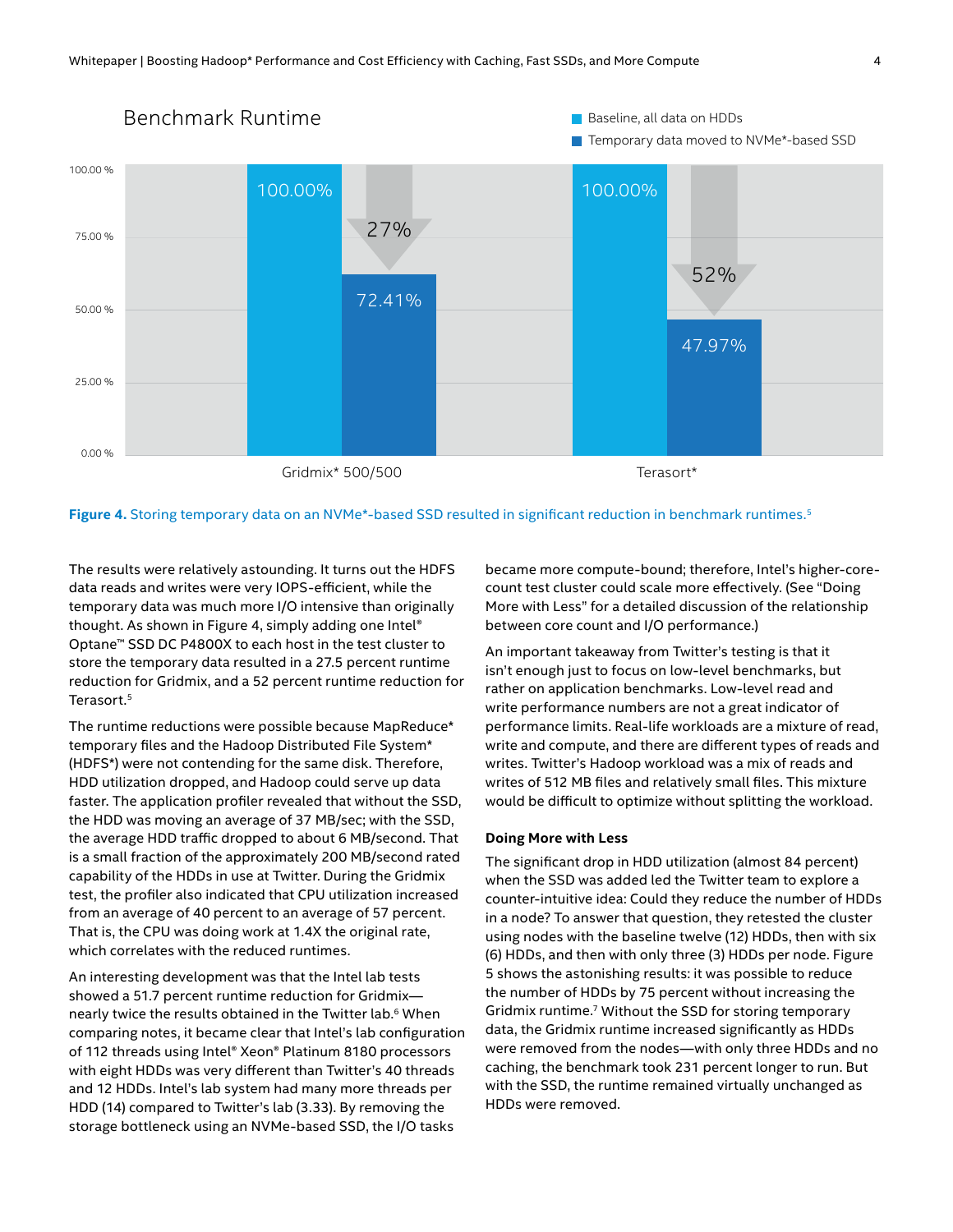Benchmark Runtime

| | Baseline, all data on HDDs | Temporary data moved to NVMe*-based SSD | Reduction |
|---|---|---|---|
| Gridmix* 500/500 | 100.00% | 72.41% | 27% |
| Terasort* | 100.00% | 47.97% | 52% |

**Figure 4.** Storing temporary data on an NVMe*-based SSD resulted in significant reduction in benchmark runtimes.[5]

The results were relatively astounding. It turns out the HDFS data reads and writes were very IOPS-efficient, while the temporary data was much more I/O intensive than originally thought. As shown in Figure 4, simply adding one Intel® Optane™ SSD DC P4800X to each host in the test cluster to store the temporary data resulted in a 27.5 percent runtime reduction for Gridmix, and a 52 percent runtime reduction for Terasort.[5]

The runtime reductions were possible because MapReduce* temporary files and the Hadoop Distributed File System* (HDFS*) were not contending for the same disk. Therefore, HDD utilization dropped, and Hadoop could serve up data faster. The application profiler revealed that without the SSD, the HDD was moving an average of 37 MB/sec; with the SSD, the average HDD traffic dropped to about 6 MB/second. That is a small fraction of the approximately 200 MB/second rated capability of the HDDs in use at Twitter. During the Gridmix test, the profiler also indicated that CPU utilization increased from an average of 40 percent to an average of 57 percent. That is, the CPU was doing work at 1.4X the original rate, which correlates with the reduced runtimes.

An interesting development was that the Intel lab tests showed a 51.7 percent runtime reduction for Gridmix—nearly twice the results obtained in the Twitter lab.[6] When comparing notes, it became clear that Intel's lab configuration of 112 threads using Intel® Xeon® Platinum 8180 processors with eight HDDs was very different than Twitter's 40 threads and 12 HDDs. Intel's lab system had many more threads per HDD (14) compared to Twitter's lab (3.33). By removing the storage bottleneck using an NVMe-based SSD, the I/O tasks became more compute-bound; therefore, Intel's higher-core-count test cluster could scale more effectively. (See "Doing More with Less" for a detailed discussion of the relationship between core count and I/O performance.)

An important takeaway from Twitter's testing is that it isn't enough just to focus on low-level benchmarks, but rather on application benchmarks. Low-level read and write performance numbers are not a great indicator of performance limits. Real-life workloads are a mixture of read, write and compute, and there are different types of reads and writes. Twitter's Hadoop workload was a mix of reads and writes of 512 MB files and relatively small files. This mixture would be difficult to optimize without splitting the workload.

### Doing More with Less

The significant drop in HDD utilization (almost 84 percent) when the SSD was added led the Twitter team to explore a counter-intuitive idea: Could they reduce the number of HDDs in a node? To answer that question, they retested the cluster using nodes with the baseline twelve (12) HDDs, then with six (6) HDDs, and then with only three (3) HDDs per node. Figure 5 shows the astonishing results: it was possible to reduce the number of HDDs by 75 percent without increasing the Gridmix runtime.[7] Without the SSD for storing temporary data, the Gridmix runtime increased significantly as HDDs were removed from the nodes—with only three HDDs and no caching, the benchmark took 231 percent longer to run. But with the SSD, the runtime remained virtually unchanged as HDDs were removed.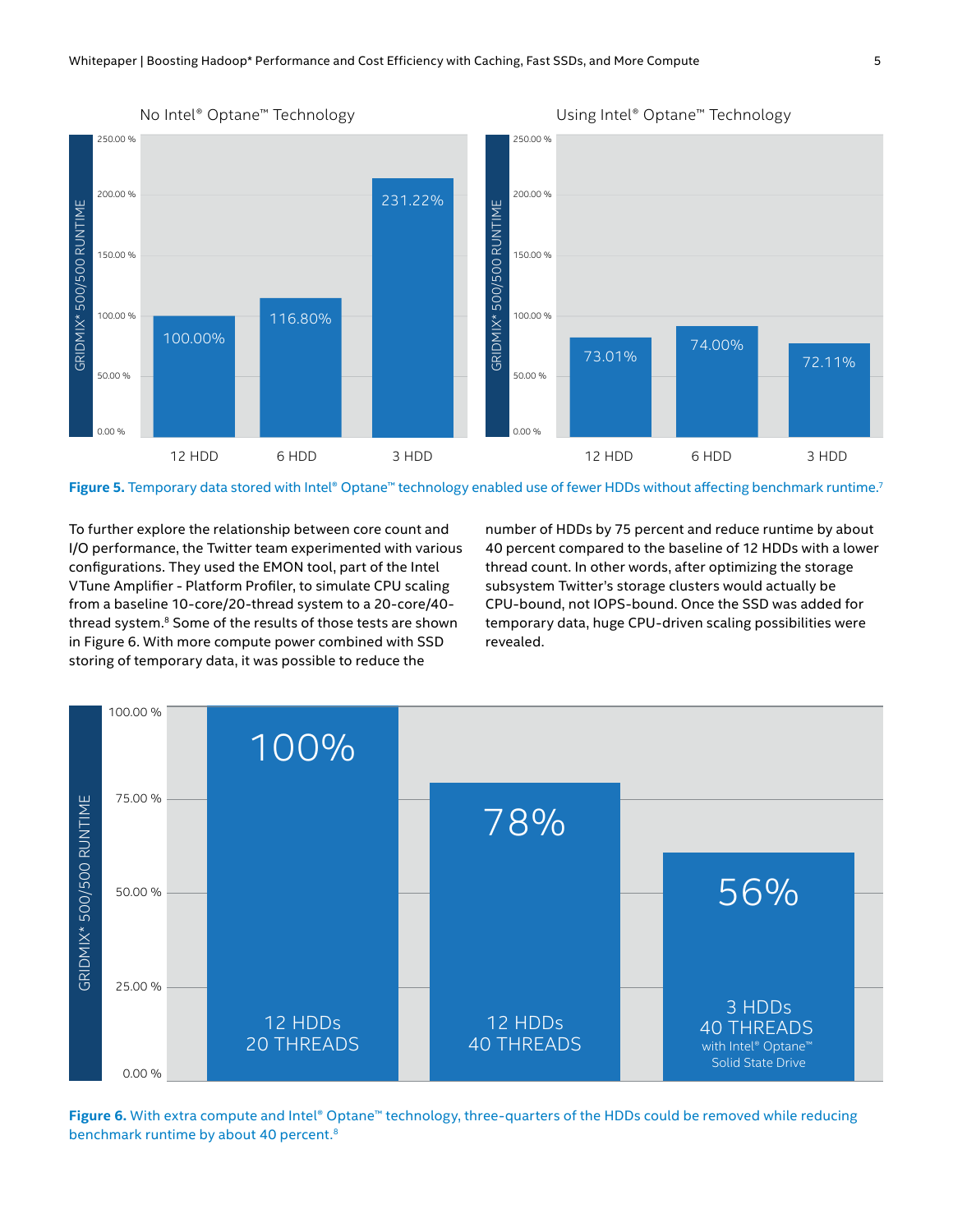| Configuration | No Intel® Optane™ Technology | Using Intel® Optane™ Technology |
| --- | --- | --- |
| 12 HDD | 100.00% | 73.01% |
| 6 HDD | 116.80% | 74.00% |
| 3 HDD | 231.22% | 72.11% |

GRIDMIX* 500/500 RUNTIME

**Figure 5.** Temporary data stored with Intel® Optane™ technology enabled use of fewer HDDs without affecting benchmark runtime.[7]

To further explore the relationship between core count and I/O performance, the Twitter team experimented with various configurations. They used the EMON tool, part of the Intel VTune Amplifier - Platform Profiler, to simulate CPU scaling from a baseline 10-core/20-thread system to a 20-core/40-thread system.[8] Some of the results of those tests are shown in Figure 6. With more compute power combined with SSD storing of temporary data, it was possible to reduce the number of HDDs by 75 percent and reduce runtime by about 40 percent compared to the baseline of 12 HDDs with a lower thread count. In other words, after optimizing the storage subsystem Twitter's storage clusters would actually be CPU-bound, not IOPS-bound. Once the SSD was added for temporary data, huge CPU-driven scaling possibilities were revealed.

| Configuration | GRIDMIX* 500/500 RUNTIME |
| --- | --- |
| 12 HDDs, 20 THREADS | 100% |
| 12 HDDs, 40 THREADS | 78% |
| 3 HDDs, 40 THREADS with Intel® Optane™ Solid State Drive | 56% |

**Figure 6.** With extra compute and Intel® Optane™ technology, three-quarters of the HDDs could be removed while reducing benchmark runtime by about 40 percent.[8]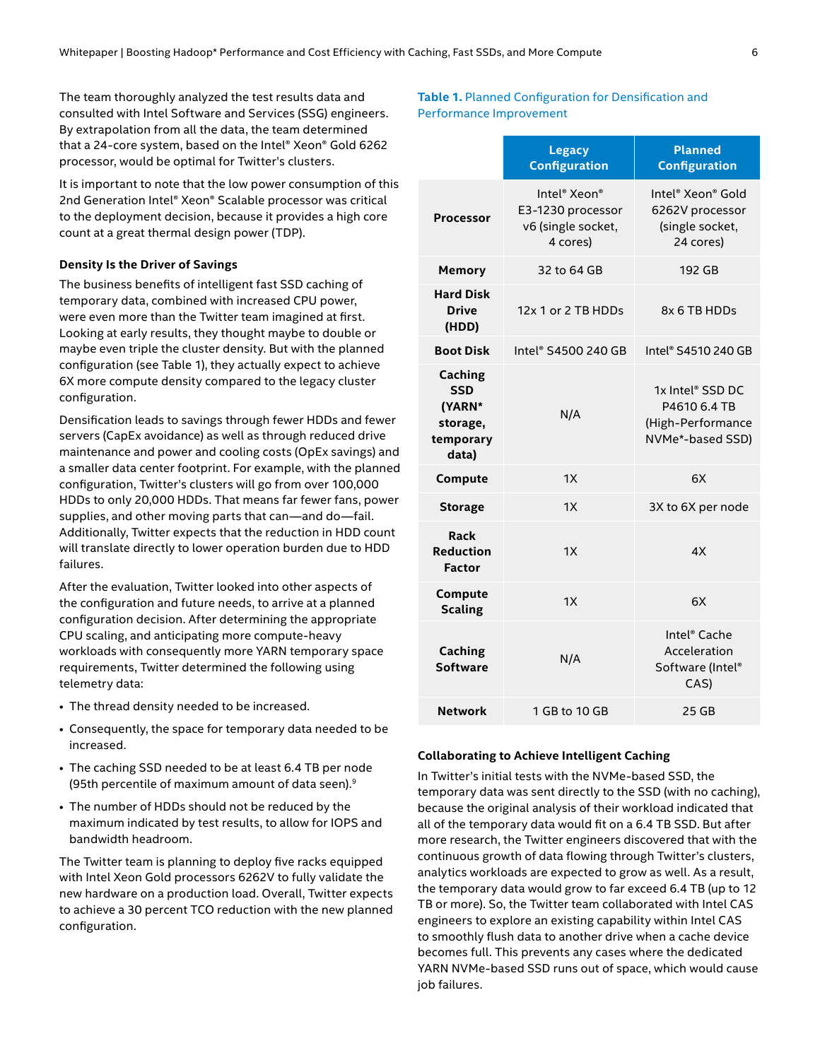The team thoroughly analyzed the test results data and consulted with Intel Software and Services (SSG) engineers. By extrapolation from all the data, the team determined that a 24-core system, based on the Intel® Xeon® Gold 6262 processor, would be optimal for Twitter's clusters.

It is important to note that the low power consumption of this 2nd Generation Intel® Xeon® Scalable processor was critical to the deployment decision, because it provides a high core count at a great thermal design power (TDP).

### Density Is the Driver of Savings

The business benefits of intelligent fast SSD caching of temporary data, combined with increased CPU power, were even more than the Twitter team imagined at first. Looking at early results, they thought maybe to double or maybe even triple the cluster density. But with the planned configuration (see Table 1), they actually expect to achieve 6X more compute density compared to the legacy cluster configuration.

Densification leads to savings through fewer HDDs and fewer servers (CapEx avoidance) as well as through reduced drive maintenance and power and cooling costs (OpEx savings) and a smaller data center footprint. For example, with the planned configuration, Twitter's clusters will go from over 100,000 HDDs to only 20,000 HDDs. That means far fewer fans, power supplies, and other moving parts that can—and do—fail. Additionally, Twitter expects that the reduction in HDD count will translate directly to lower operation burden due to HDD failures.

After the evaluation, Twitter looked into other aspects of the configuration and future needs, to arrive at a planned configuration decision. After determining the appropriate CPU scaling, and anticipating more compute-heavy workloads with consequently more YARN temporary space requirements, Twitter determined the following using telemetry data:

- The thread density needed to be increased.
- Consequently, the space for temporary data needed to be increased.
- The caching SSD needed to be at least 6.4 TB per node (95th percentile of maximum amount of data seen).[9]
- The number of HDDs should not be reduced by the maximum indicated by test results, to allow for IOPS and bandwidth headroom.

The Twitter team is planning to deploy five racks equipped with Intel Xeon Gold processors 6262V to fully validate the new hardware on a production load. Overall, Twitter expects to achieve a 30 percent TCO reduction with the new planned configuration.

**Table 1.** Planned Configuration for Densification and Performance Improvement

| | Legacy Configuration | Planned Configuration |
|---|---|---|
| **Processor** | Intel® Xeon® E3-1230 processor v6 (single socket, 4 cores) | Intel® Xeon® Gold 6262V processor (single socket, 24 cores) |
| **Memory** | 32 to 64 GB | 192 GB |
| **Hard Disk Drive (HDD)** | 12x 1 or 2 TB HDDs | 8x 6 TB HDDs |
| **Boot Disk** | Intel® S4500 240 GB | Intel® S4510 240 GB |
| **Caching SSD (YARN* storage, temporary data)** | N/A | 1x Intel® SSD DC P4610 6.4 TB (High-Performance NVMe*-based SSD) |
| **Compute** | 1X | 6X |
| **Storage** | 1X | 3X to 6X per node |
| **Rack Reduction Factor** | 1X | 4X |
| **Compute Scaling** | 1X | 6X |
| **Caching Software** | N/A | Intel® Cache Acceleration Software (Intel® CAS) |
| **Network** | 1 GB to 10 GB | 25 GB |

### Collaborating to Achieve Intelligent Caching

In Twitter's initial tests with the NVMe-based SSD, the temporary data was sent directly to the SSD (with no caching), because the original analysis of their workload indicated that all of the temporary data would fit on a 6.4 TB SSD. But after more research, the Twitter engineers discovered that with the continuous growth of data flowing through Twitter's clusters, analytics workloads are expected to grow as well. As a result, the temporary data would grow to far exceed 6.4 TB (up to 12 TB or more). So, the Twitter team collaborated with Intel CAS engineers to explore an existing capability within Intel CAS to smoothly flush data to another drive when a cache device becomes full. This prevents any cases where the dedicated YARN NVMe-based SSD runs out of space, which would cause job failures.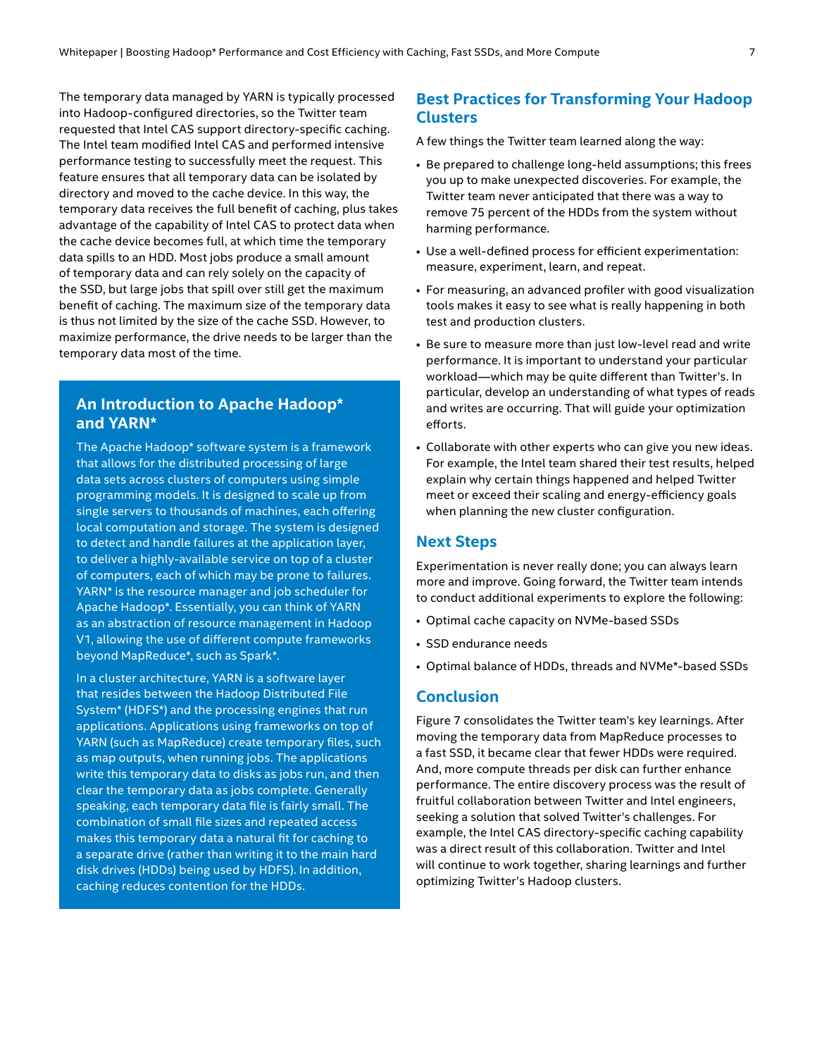The temporary data managed by YARN is typically processed into Hadoop-configured directories, so the Twitter team requested that Intel CAS support directory-specific caching. The Intel team modified Intel CAS and performed intensive performance testing to successfully meet the request. This feature ensures that all temporary data can be isolated by directory and moved to the cache device. In this way, the temporary data receives the full benefit of caching, plus takes advantage of the capability of Intel CAS to protect data when the cache device becomes full, at which time the temporary data spills to an HDD. Most jobs produce a small amount of temporary data and can rely solely on the capacity of the SSD, but large jobs that spill over still get the maximum benefit of caching. The maximum size of the temporary data is thus not limited by the size of the cache SSD. However, to maximize performance, the drive needs to be larger than the temporary data most of the time.

## An Introduction to Apache Hadoop* and YARN*

The Apache Hadoop* software system is a framework that allows for the distributed processing of large data sets across clusters of computers using simple programming models. It is designed to scale up from single servers to thousands of machines, each offering local computation and storage. The system is designed to detect and handle failures at the application layer, to deliver a highly-available service on top of a cluster of computers, each of which may be prone to failures. YARN* is the resource manager and job scheduler for Apache Hadoop*. Essentially, you can think of YARN as an abstraction of resource management in Hadoop V1, allowing the use of different compute frameworks beyond MapReduce*, such as Spark*.

In a cluster architecture, YARN is a software layer that resides between the Hadoop Distributed File System* (HDFS*) and the processing engines that run applications. Applications using frameworks on top of YARN (such as MapReduce) create temporary files, such as map outputs, when running jobs. The applications write this temporary data to disks as jobs run, and then clear the temporary data as jobs complete. Generally speaking, each temporary data file is fairly small. The combination of small file sizes and repeated access makes this temporary data a natural fit for caching to a separate drive (rather than writing it to the main hard disk drives (HDDs) being used by HDFS). In addition, caching reduces contention for the HDDs.

## Best Practices for Transforming Your Hadoop Clusters

A few things the Twitter team learned along the way:

- Be prepared to challenge long-held assumptions; this frees you up to make unexpected discoveries. For example, the Twitter team never anticipated that there was a way to remove 75 percent of the HDDs from the system without harming performance.
- Use a well-defined process for efficient experimentation: measure, experiment, learn, and repeat.
- For measuring, an advanced profiler with good visualization tools makes it easy to see what is really happening in both test and production clusters.
- Be sure to measure more than just low-level read and write performance. It is important to understand your particular workload—which may be quite different than Twitter's. In particular, develop an understanding of what types of reads and writes are occurring. That will guide your optimization efforts.
- Collaborate with other experts who can give you new ideas. For example, the Intel team shared their test results, helped explain why certain things happened and helped Twitter meet or exceed their scaling and energy-efficiency goals when planning the new cluster configuration.

## Next Steps

Experimentation is never really done; you can always learn more and improve. Going forward, the Twitter team intends to conduct additional experiments to explore the following:

- Optimal cache capacity on NVMe-based SSDs
- SSD endurance needs
- Optimal balance of HDDs, threads and NVMe*-based SSDs

## Conclusion

Figure 7 consolidates the Twitter team's key learnings. After moving the temporary data from MapReduce processes to a fast SSD, it became clear that fewer HDDs were required. And, more compute threads per disk can further enhance performance. The entire discovery process was the result of fruitful collaboration between Twitter and Intel engineers, seeking a solution that solved Twitter's challenges. For example, the Intel CAS directory-specific caching capability was a direct result of this collaboration. Twitter and Intel will continue to work together, sharing learnings and further optimizing Twitter's Hadoop clusters.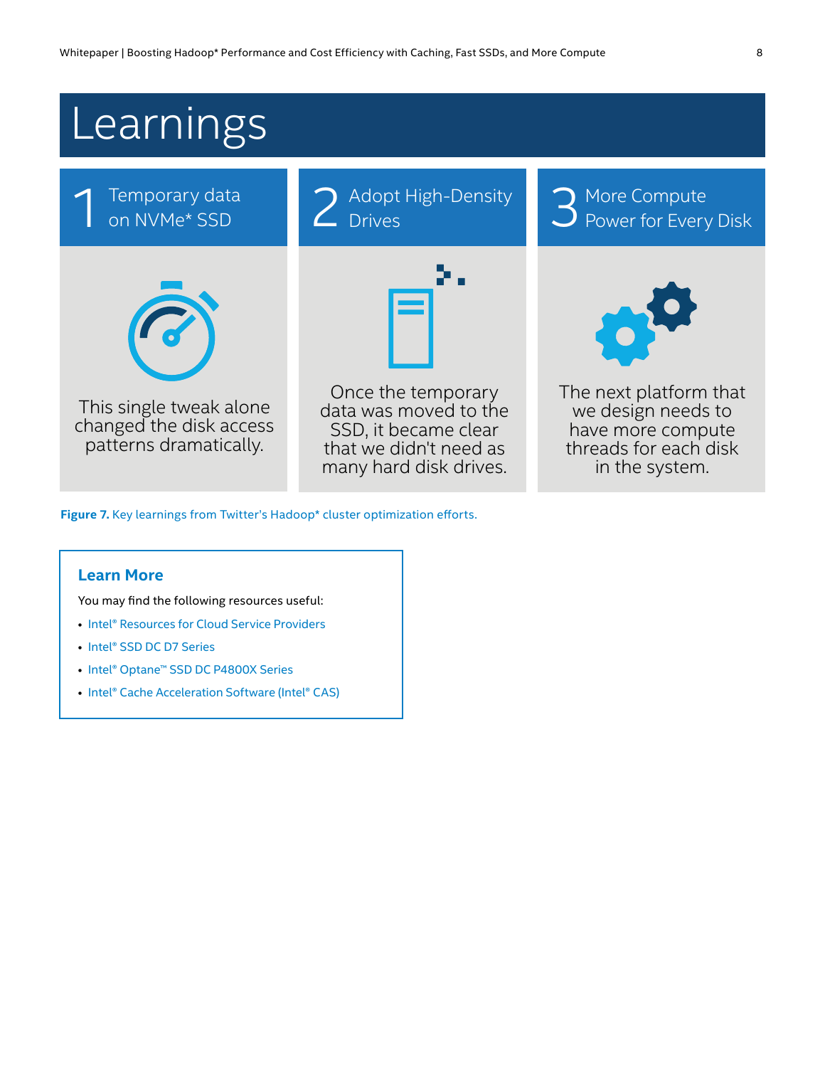# Learnings

## 1 Temporary data on NVMe* SSD

This single tweak alone changed the disk access patterns dramatically.

## 2 Adopt High-Density Drives

Once the temporary data was moved to the SSD, it became clear that we didn't need as many hard disk drives.

## 3 More Compute Power for Every Disk

The next platform that we design needs to have more compute threads for each disk in the system.

**Figure 7.** Key learnings from Twitter's Hadoop* cluster optimization efforts.

### Learn More

You may find the following resources useful:

- Intel® Resources for Cloud Service Providers
- Intel® SSD DC D7 Series
- Intel® Optane™ SSD DC P4800X Series
- Intel® Cache Acceleration Software (Intel® CAS)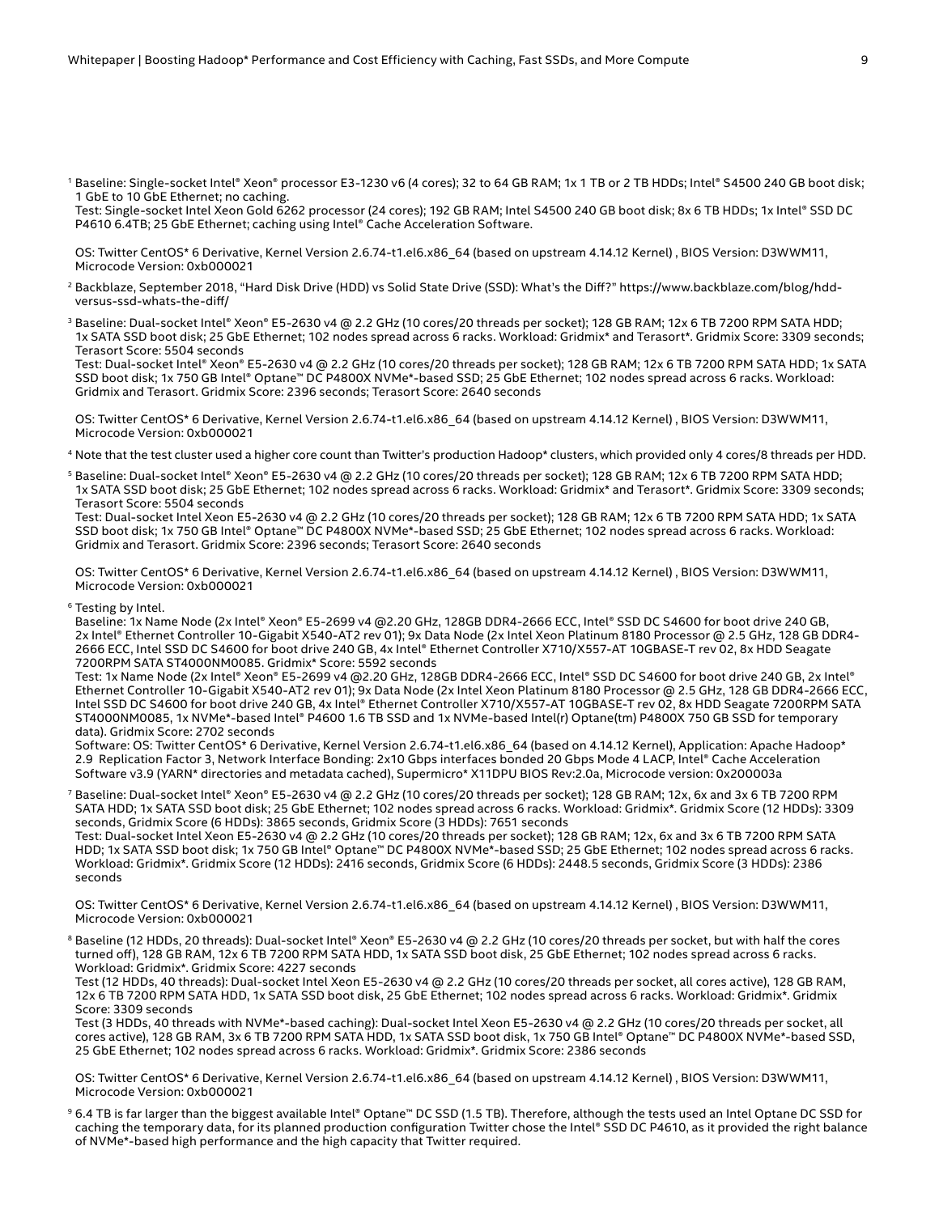[1] Baseline: Single-socket Intel® Xeon® processor E3-1230 v6 (4 cores); 32 to 64 GB RAM; 1x 1 TB or 2 TB HDDs; Intel® S4500 240 GB boot disk; 1 GbE to 10 GbE Ethernet; no caching.
Test: Single-socket Intel Xeon Gold 6262 processor (24 cores); 192 GB RAM; Intel S4500 240 GB boot disk; 8x 6 TB HDDs; 1x Intel® SSD DC P4610 6.4TB; 25 GbE Ethernet; caching using Intel® Cache Acceleration Software.

OS: Twitter CentOS* 6 Derivative, Kernel Version 2.6.74-t1.el6.x86_64 (based on upstream 4.14.12 Kernel) , BIOS Version: D3WWM11, Microcode Version: 0xb000021

[2] Backblaze, September 2018, "Hard Disk Drive (HDD) vs Solid State Drive (SSD): What's the Diff?" https://www.backblaze.com/blog/hdd-versus-ssd-whats-the-diff/

[3] Baseline: Dual-socket Intel® Xeon® E5-2630 v4 @ 2.2 GHz (10 cores/20 threads per socket); 128 GB RAM; 12x 6 TB 7200 RPM SATA HDD; 1x SATA SSD boot disk; 25 GbE Ethernet; 102 nodes spread across 6 racks. Workload: Gridmix* and Terasort*. Gridmix Score: 3309 seconds; Terasort Score: 5504 seconds
Test: Dual-socket Intel® Xeon® E5-2630 v4 @ 2.2 GHz (10 cores/20 threads per socket); 128 GB RAM; 12x 6 TB 7200 RPM SATA HDD; 1x SATA SSD boot disk; 1x 750 GB Intel® Optane™ DC P4800X NVMe*-based SSD; 25 GbE Ethernet; 102 nodes spread across 6 racks. Workload: Gridmix and Terasort. Gridmix Score: 2396 seconds; Terasort Score: 2640 seconds

OS: Twitter CentOS* 6 Derivative, Kernel Version 2.6.74-t1.el6.x86_64 (based on upstream 4.14.12 Kernel) , BIOS Version: D3WWM11, Microcode Version: 0xb000021

[4] Note that the test cluster used a higher core count than Twitter's production Hadoop* clusters, which provided only 4 cores/8 threads per HDD.

[5] Baseline: Dual-socket Intel® Xeon® E5-2630 v4 @ 2.2 GHz (10 cores/20 threads per socket); 128 GB RAM; 12x 6 TB 7200 RPM SATA HDD; 1x SATA SSD boot disk; 25 GbE Ethernet; 102 nodes spread across 6 racks. Workload: Gridmix* and Terasort*. Gridmix Score: 3309 seconds; Terasort Score: 5504 seconds
Test: Dual-socket Intel Xeon E5-2630 v4 @ 2.2 GHz (10 cores/20 threads per socket); 128 GB RAM; 12x 6 TB 7200 RPM SATA HDD; 1x SATA SSD boot disk; 1x 750 GB Intel® Optane™ DC P4800X NVMe*-based SSD; 25 GbE Ethernet; 102 nodes spread across 6 racks. Workload: Gridmix and Terasort. Gridmix Score: 2396 seconds; Terasort Score: 2640 seconds

OS: Twitter CentOS* 6 Derivative, Kernel Version 2.6.74-t1.el6.x86_64 (based on upstream 4.14.12 Kernel) , BIOS Version: D3WWM11, Microcode Version: 0xb000021

[6] Testing by Intel.
Baseline: 1x Name Node (2x Intel® Xeon® E5-2699 v4 @2.20 GHz, 128GB DDR4-2666 ECC, Intel® SSD DC S4600 for boot drive 240 GB, 2x Intel® Ethernet Controller 10-Gigabit X540-AT2 rev 01); 9x Data Node (2x Intel Xeon Platinum 8180 Processor @ 2.5 GHz, 128 GB DDR4-2666 ECC, Intel SSD DC S4600 for boot drive 240 GB, 4x Intel® Ethernet Controller X710/X557-AT 10GBASE-T rev 02, 8x HDD Seagate 7200RPM SATA ST4000NM0085. Gridmix* Score: 5592 seconds
Test: 1x Name Node (2x Intel® Xeon® E5-2699 v4 @2.20 GHz, 128GB DDR4-2666 ECC, Intel® SSD DC S4600 for boot drive 240 GB, 2x Intel® Ethernet Controller 10-Gigabit X540-AT2 rev 01); 9x Data Node (2x Intel Xeon Platinum 8180 Processor @ 2.5 GHz, 128 GB DDR4-2666 ECC, Intel SSD DC S4600 for boot drive 240 GB, 4x Intel® Ethernet Controller X710/X557-AT 10GBASE-T rev 02, 8x HDD Seagate 7200RPM SATA ST4000NM0085, 1x NVMe*-based Intel® P4600 1.6 TB SSD and 1x NVMe-based Intel(r) Optane(tm) P4800X 750 GB SSD for temporary data). Gridmix Score: 2702 seconds
Software: OS: Twitter CentOS* 6 Derivative, Kernel Version 2.6.74-t1.el6.x86_64 (based on 4.14.12 Kernel), Application: Apache Hadoop* 2.9 Replication Factor 3, Network Interface Bonding: 2x10 Gbps interfaces bonded 20 Gbps Mode 4 LACP, Intel® Cache Acceleration Software v3.9 (YARN* directories and metadata cached), Supermicro* X11DPU BIOS Rev:2.0a, Microcode version: 0x200003a

[7] Baseline: Dual-socket Intel® Xeon® E5-2630 v4 @ 2.2 GHz (10 cores/20 threads per socket); 128 GB RAM; 12x, 6x and 3x 6 TB 7200 RPM SATA HDD; 1x SATA SSD boot disk; 25 GbE Ethernet; 102 nodes spread across 6 racks. Workload: Gridmix*. Gridmix Score (12 HDDs): 3309 seconds, Gridmix Score (6 HDDs): 3865 seconds, Gridmix Score (3 HDDs): 7651 seconds
Test: Dual-socket Intel Xeon E5-2630 v4 @ 2.2 GHz (10 cores/20 threads per socket); 128 GB RAM; 12x, 6x and 3x 6 TB 7200 RPM SATA HDD; 1x SATA SSD boot disk; 1x 750 GB Intel® Optane™ DC P4800X NVMe*-based SSD; 25 GbE Ethernet; 102 nodes spread across 6 racks. Workload: Gridmix*. Gridmix Score (12 HDDs): 2416 seconds, Gridmix Score (6 HDDs): 2448.5 seconds, Gridmix Score (3 HDDs): 2386 seconds

OS: Twitter CentOS* 6 Derivative, Kernel Version 2.6.74-t1.el6.x86_64 (based on upstream 4.14.12 Kernel) , BIOS Version: D3WWM11, Microcode Version: 0xb000021

[8] Baseline (12 HDDs, 20 threads): Dual-socket Intel® Xeon® E5-2630 v4 @ 2.2 GHz (10 cores/20 threads per socket, but with half the cores turned off), 128 GB RAM, 12x 6 TB 7200 RPM SATA HDD, 1x SATA SSD boot disk, 25 GbE Ethernet; 102 nodes spread across 6 racks. Workload: Gridmix*. Gridmix Score: 4227 seconds
Test (12 HDDs, 40 threads): Dual-socket Intel Xeon E5-2630 v4 @ 2.2 GHz (10 cores/20 threads per socket, all cores active), 128 GB RAM, 12x 6 TB 7200 RPM SATA HDD, 1x SATA SSD boot disk, 25 GbE Ethernet; 102 nodes spread across 6 racks. Workload: Gridmix*. Gridmix Score: 3309 seconds
Test (3 HDDs, 40 threads with NVMe*-based caching): Dual-socket Intel Xeon E5-2630 v4 @ 2.2 GHz (10 cores/20 threads per socket, all cores active), 128 GB RAM, 3x 6 TB 7200 RPM SATA HDD, 1x SATA SSD boot disk, 1x 750 GB Intel® Optane™ DC P4800X NVMe*-based SSD, 25 GbE Ethernet; 102 nodes spread across 6 racks. Workload: Gridmix*. Gridmix Score: 2386 seconds

OS: Twitter CentOS* 6 Derivative, Kernel Version 2.6.74-t1.el6.x86_64 (based on upstream 4.14.12 Kernel) , BIOS Version: D3WWM11, Microcode Version: 0xb000021

[9] 6.4 TB is far larger than the biggest available Intel® Optane™ DC SSD (1.5 TB). Therefore, although the tests used an Intel Optane DC SSD for caching the temporary data, for its planned production configuration Twitter chose the Intel® SSD DC P4610, as it provided the right balance of NVMe*-based high performance and the high capacity that Twitter required.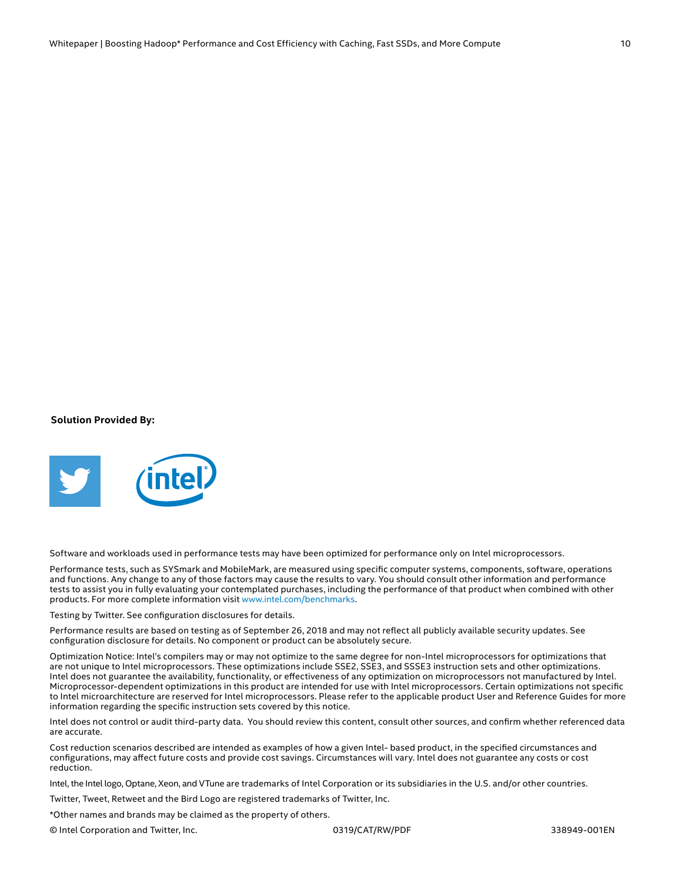**Solution Provided By:**

Software and workloads used in performance tests may have been optimized for performance only on Intel microprocessors.

Performance tests, such as SYSmark and MobileMark, are measured using specific computer systems, components, software, operations and functions. Any change to any of those factors may cause the results to vary. You should consult other information and performance tests to assist you in fully evaluating your contemplated purchases, including the performance of that product when combined with other products. For more complete information visit www.intel.com/benchmarks.

Testing by Twitter. See configuration disclosures for details.

Performance results are based on testing as of September 26, 2018 and may not reflect all publicly available security updates. See configuration disclosure for details. No component or product can be absolutely secure.

Optimization Notice: Intel's compilers may or may not optimize to the same degree for non-Intel microprocessors for optimizations that are not unique to Intel microprocessors. These optimizations include SSE2, SSE3, and SSSE3 instruction sets and other optimizations. Intel does not guarantee the availability, functionality, or effectiveness of any optimization on microprocessors not manufactured by Intel. Microprocessor-dependent optimizations in this product are intended for use with Intel microprocessors. Certain optimizations not specific to Intel microarchitecture are reserved for Intel microprocessors. Please refer to the applicable product User and Reference Guides for more information regarding the specific instruction sets covered by this notice.

Intel does not control or audit third-party data. You should review this content, consult other sources, and confirm whether referenced data are accurate.

Cost reduction scenarios described are intended as examples of how a given Intel- based product, in the specified circumstances and configurations, may affect future costs and provide cost savings. Circumstances will vary. Intel does not guarantee any costs or cost reduction.

Intel, the Intel logo, Optane, Xeon, and VTune are trademarks of Intel Corporation or its subsidiaries in the U.S. and/or other countries.

Twitter, Tweet, Retweet and the Bird Logo are registered trademarks of Twitter, Inc.

*Other names and brands may be claimed as the property of others.

© Intel Corporation and Twitter, Inc. 0319/CAT/RW/PDF 338949-001EN